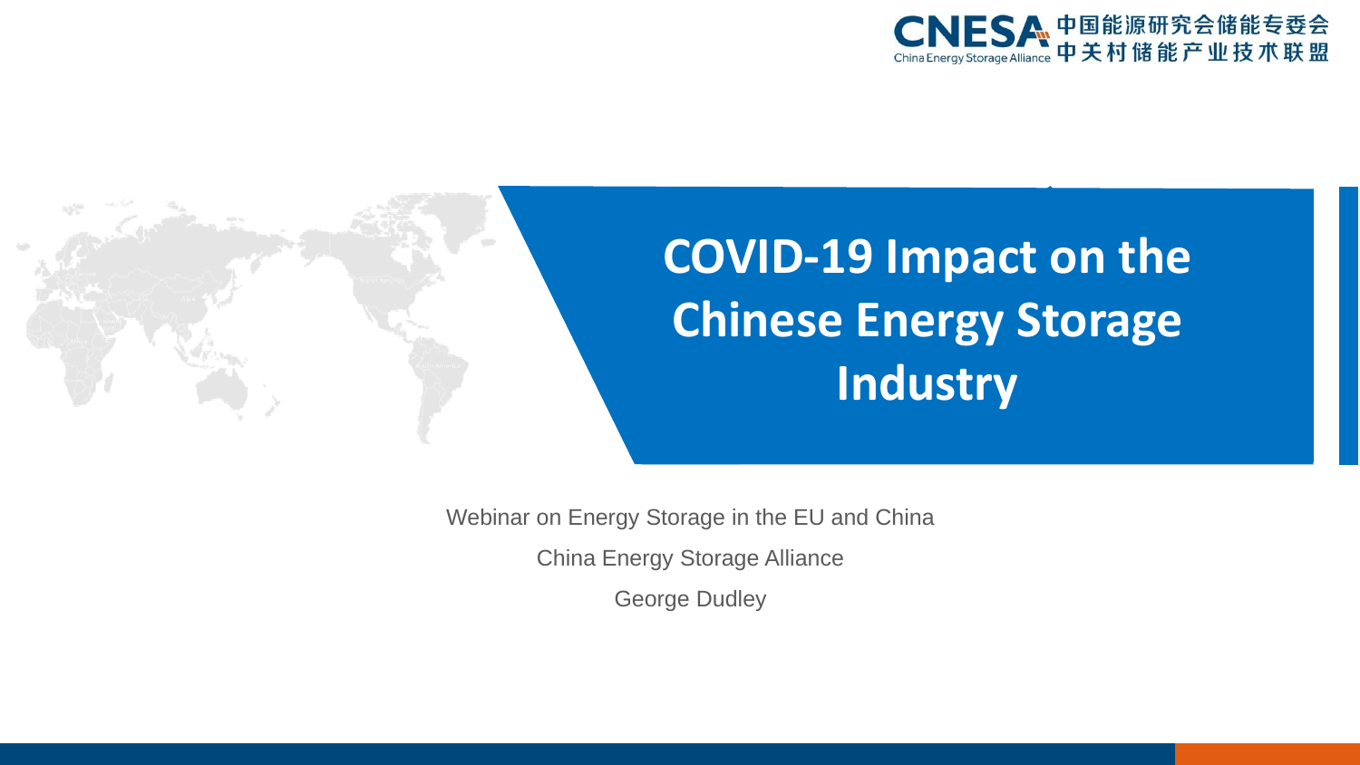# COVID-19 Impact on the Chinese Energy Storage Industry

Webinar on Energy Storage in the EU and China

China Energy Storage Alliance

George Dudley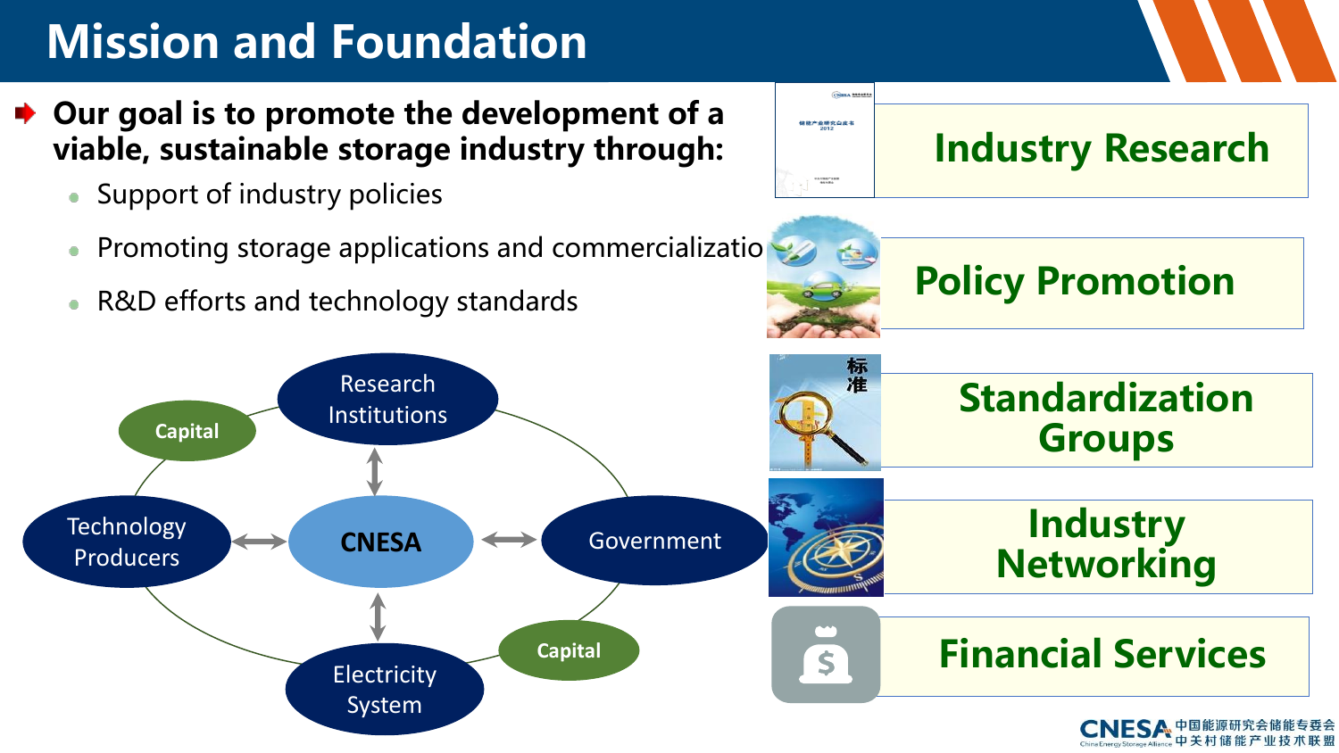# Mission and Foundation

- **Our goal is to promote the development of a viable, sustainable storage industry through:**
  - Support of industry policies
  - Promoting storage applications and commercializatio
  - R&D efforts and technology standards

Research Institutions

Capital

Technology Producers

CNESA

Government

Electricity System

Capital

Industry Research

Policy Promotion

Standardization Groups

Industry Networking

Financial Services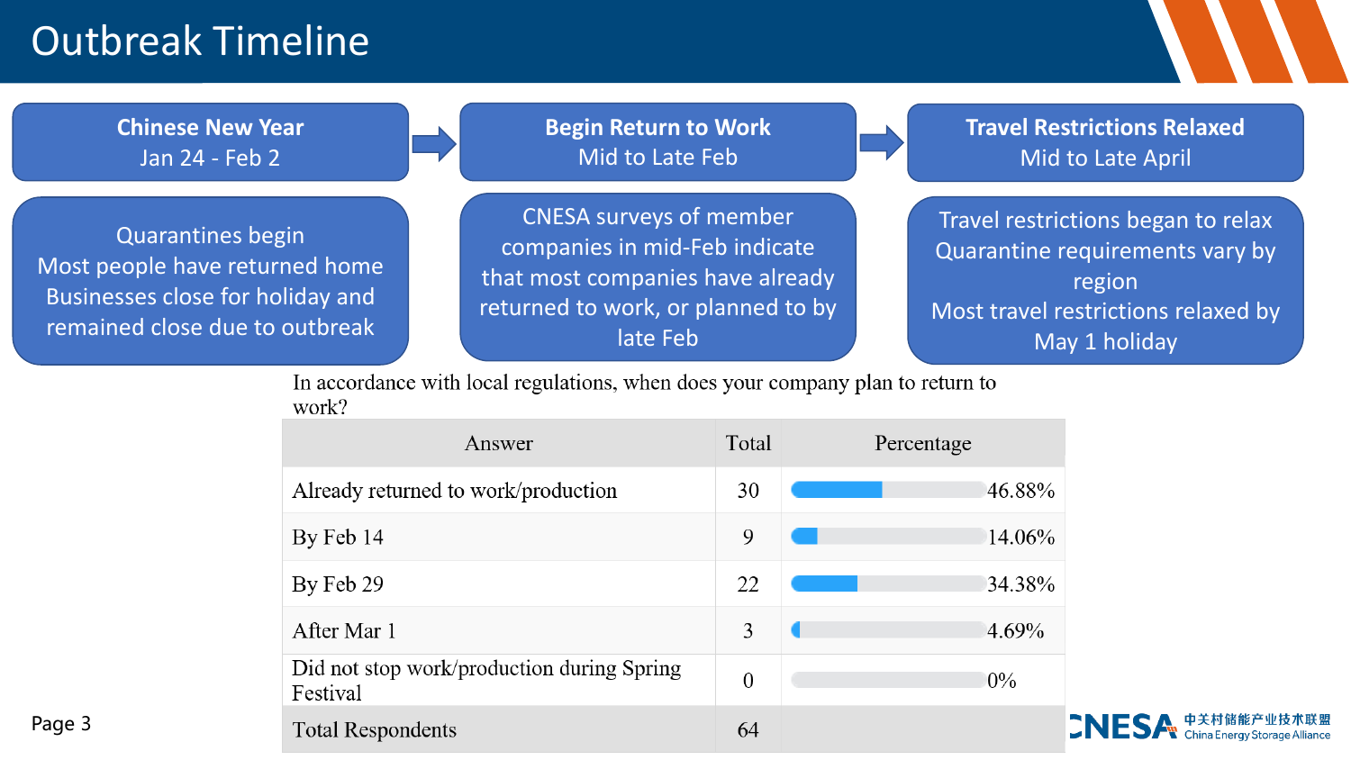# Outbreak Timeline

**Chinese New Year**
Jan 24 - Feb 2

Quarantines begin
Most people have returned home
Businesses close for holiday and remained close due to outbreak

**Begin Return to Work**
Mid to Late Feb

CNESA surveys of member companies in mid-Feb indicate that most companies have already returned to work, or planned to by late Feb

**Travel Restrictions Relaxed**
Mid to Late April

Travel restrictions began to relax
Quarantine requirements vary by region
Most travel restrictions relaxed by May 1 holiday

In accordance with local regulations, when does your company plan to return to work?

| Answer | Total | Percentage |
|---|---|---|
| Already returned to work/production | 30 | 46.88% |
| By Feb 14 | 9 | 14.06% |
| By Feb 29 | 22 | 34.38% |
| After Mar 1 | 3 | 4.69% |
| Did not stop work/production during Spring Festival | 0 | 0% |
| Total Respondents | 64 | |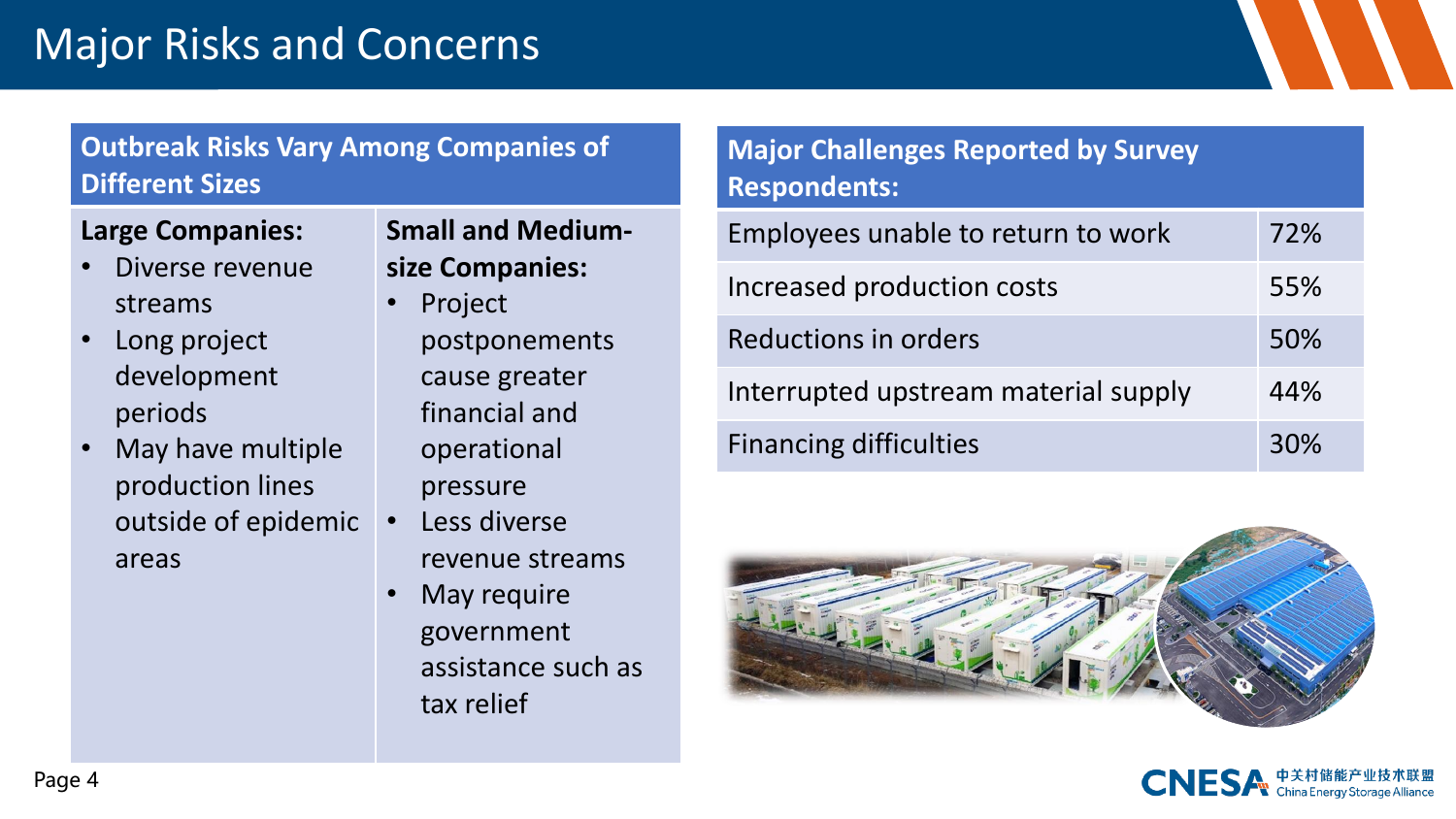# Major Risks and Concerns

## Outbreak Risks Vary Among Companies of Different Sizes

**Large Companies:**

- Diverse revenue streams
- Long project development periods
- May have multiple production lines outside of epidemic areas

**Small and Medium-size Companies:**

- Project postponements cause greater financial and operational pressure
- Less diverse revenue streams
- May require government assistance such as tax relief

## Major Challenges Reported by Survey Respondents:

| Challenge | Share |
|---|---|
| Employees unable to return to work | 72% |
| Increased production costs | 55% |
| Reductions in orders | 50% |
| Interrupted upstream material supply | 44% |
| Financing difficulties | 30% |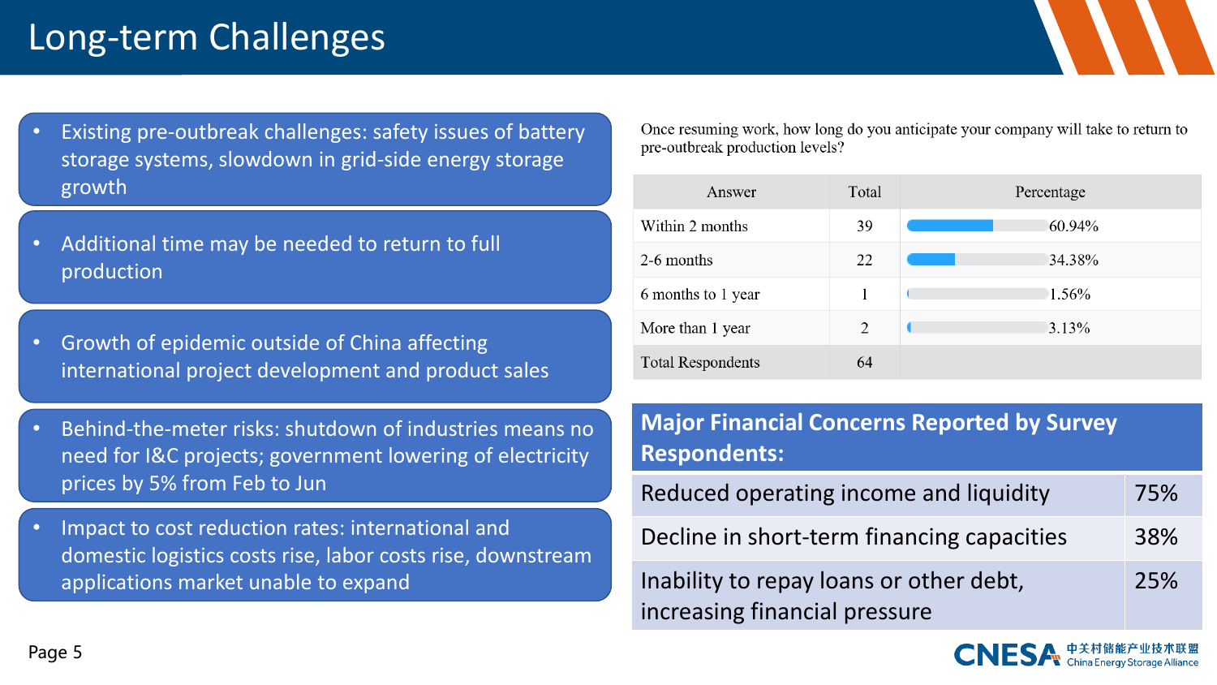# Long-term Challenges

- Existing pre-outbreak challenges: safety issues of battery storage systems, slowdown in grid-side energy storage growth
- Additional time may be needed to return to full production
- Growth of epidemic outside of China affecting international project development and product sales
- Behind-the-meter risks: shutdown of industries means no need for I&C projects; government lowering of electricity prices by 5% from Feb to Jun
- Impact to cost reduction rates: international and domestic logistics costs rise, labor costs rise, downstream applications market unable to expand

Once resuming work, how long do you anticipate your company will take to return to pre-outbreak production levels?

| Answer | Total | Percentage |
|---|---|---|
| Within 2 months | 39 | 60.94% |
| 2-6 months | 22 | 34.38% |
| 6 months to 1 year | 1 | 1.56% |
| More than 1 year | 2 | 3.13% |
| Total Respondents | 64 | |

| **Major Financial Concerns Reported by Survey Respondents:** | |
|---|---|
| Reduced operating income and liquidity | 75% |
| Decline in short-term financing capacities | 38% |
| Inability to repay loans or other debt, increasing financial pressure | 25% |

CNESA 中关村储能产业技术联盟 China Energy Storage Alliance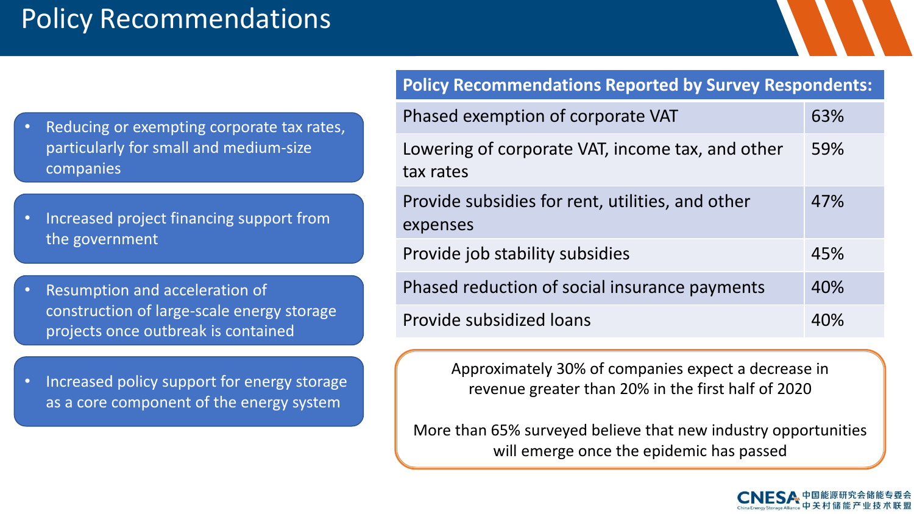# Policy Recommendations

- Reducing or exempting corporate tax rates, particularly for small and medium-size companies

- Increased project financing support from the government

- Resumption and acceleration of construction of large-scale energy storage projects once outbreak is contained

- Increased policy support for energy storage as a core component of the energy system

| Policy Recommendations Reported by Survey Respondents: | |
|---|---|
| Phased exemption of corporate VAT | 63% |
| Lowering of corporate VAT, income tax, and other tax rates | 59% |
| Provide subsidies for rent, utilities, and other expenses | 47% |
| Provide job stability subsidies | 45% |
| Phased reduction of social insurance payments | 40% |
| Provide subsidized loans | 40% |

Approximately 30% of companies expect a decrease in revenue greater than 20% in the first half of 2020

More than 65% surveyed believe that new industry opportunities will emerge once the epidemic has passed